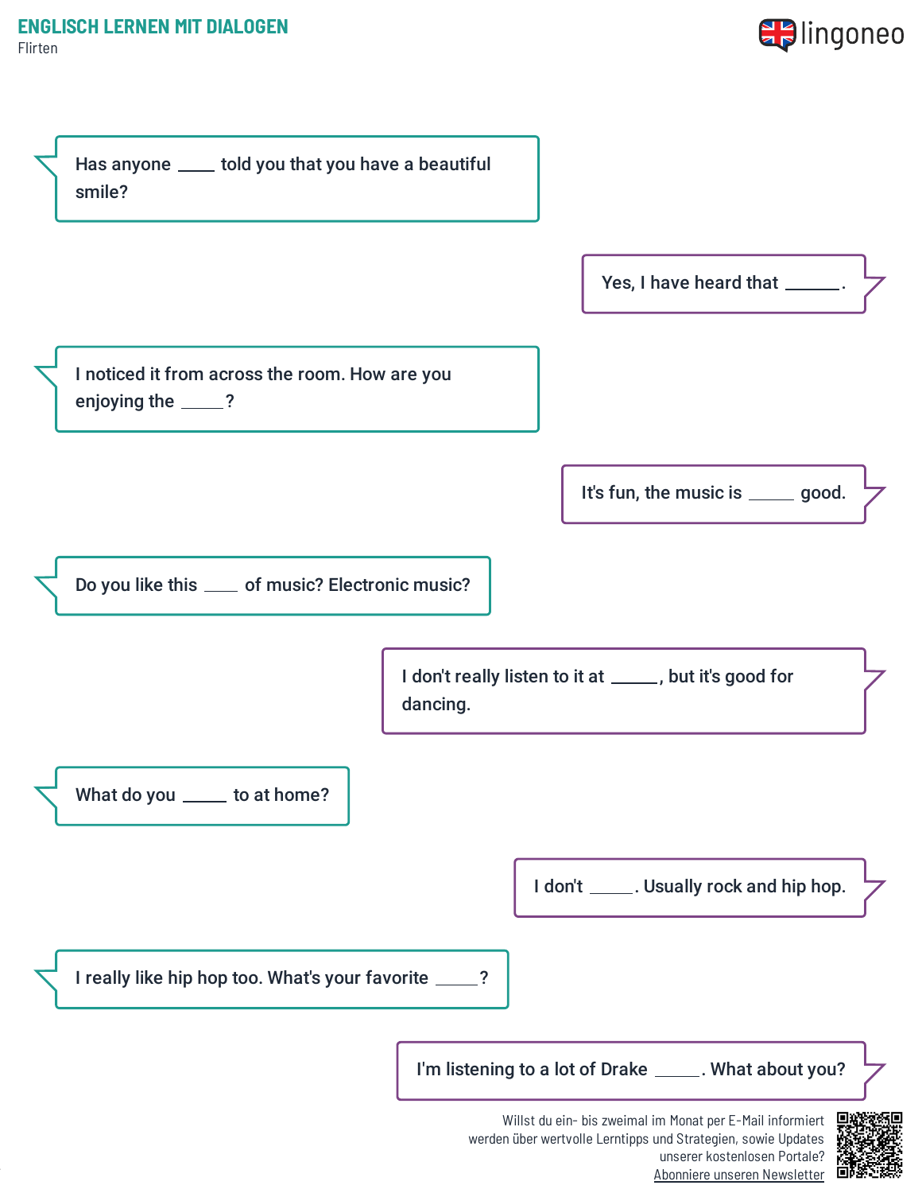# ENGLISCH LERNEN MIT DIALOGEN

Flirten

Has anyone ____ told you that you have a beautiful smile?

Yes, I have heard that ______.

I noticed it from across the room. How are you enjoying the _____?

It's fun, the music is _____ good.

Do you like this ____ of music? Electronic music?

I don't really listen to it at _____, but it's good for dancing.

What do you _____ to at home?

I don't _____. Usually rock and hip hop.

I really like hip hop too. What's your favorite _____?

I'm listening to a lot of Drake _____. What about you?

Willst du ein- bis zweimal im Monat per E-Mail informiert werden über wertvolle Lerntipps und Strategien, sowie Updates unserer kostenlosen Portale? Abonniere unseren Newsletter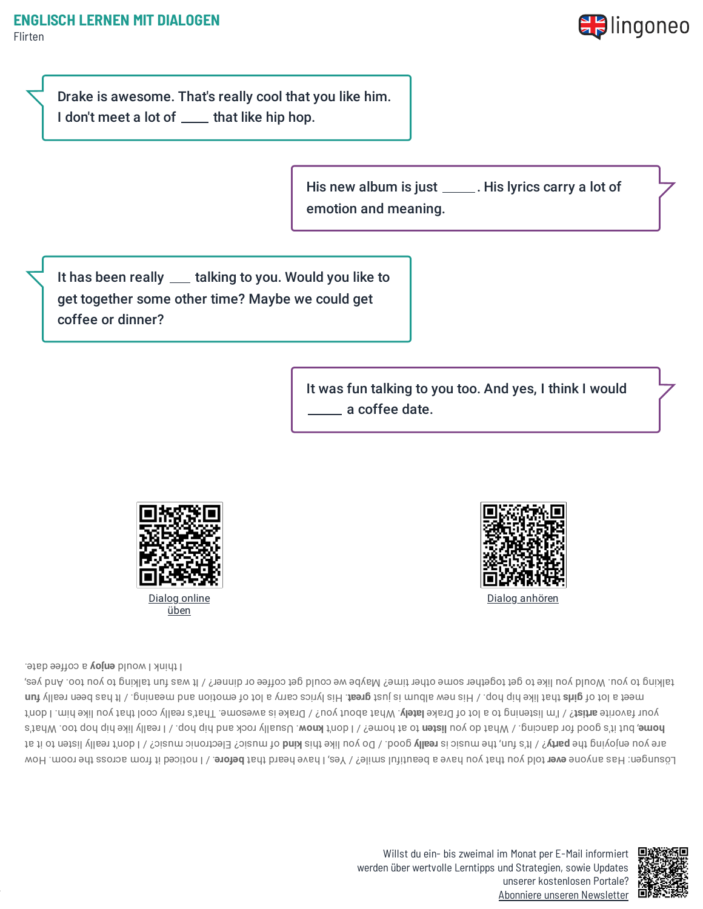Drake is awesome. That's really cool that you like him. I don't meet a lot of ____ that like hip hop.

His new album is just _____. His lyrics carry a lot of emotion and meaning.

It has been really ___ talking to you. Would you like to get together some other time? Maybe we could get coffee or dinner?

It was fun talking to you too. And yes, I think I would _____ a coffee date.

Dialog online üben

Dialog anhören

Lösungen: Has anyone **ever** told you that you have a beautiful smile? / Yes, I have heard that **before**. / I noticed it from across the room. How are you enjoying the **party**? / It's fun, the music is **really** good. / Do you like this **kind** of music? Electronic music? / I don't really listen to it at **home**, but it's good for dancing. / What do you **listen** to at home? / I don't **know**. Usually rock and hip hop. / I really like hip hop too. What's your favorite **artist**? / I'm listening to a lot of Drake **lately**. What about you? / Drake is awesome. That's really cool that you like him. I don't meet a lot of **girls** that like hip hop. / His new album is just **great**. His lyrics carry a lot of emotion and meaning. / It has been really **fun** talking to you. Would you like to get together some other time? Maybe we could get coffee or dinner? / It was fun talking to you too. And yes, I think I would **enjoy** a coffee date.

Willst du ein- bis zweimal im Monat per E-Mail informiert werden über wertvolle Lerntipps und Strategien, sowie Updates unserer kostenlosen Portale? Abonniere unseren Newsletter